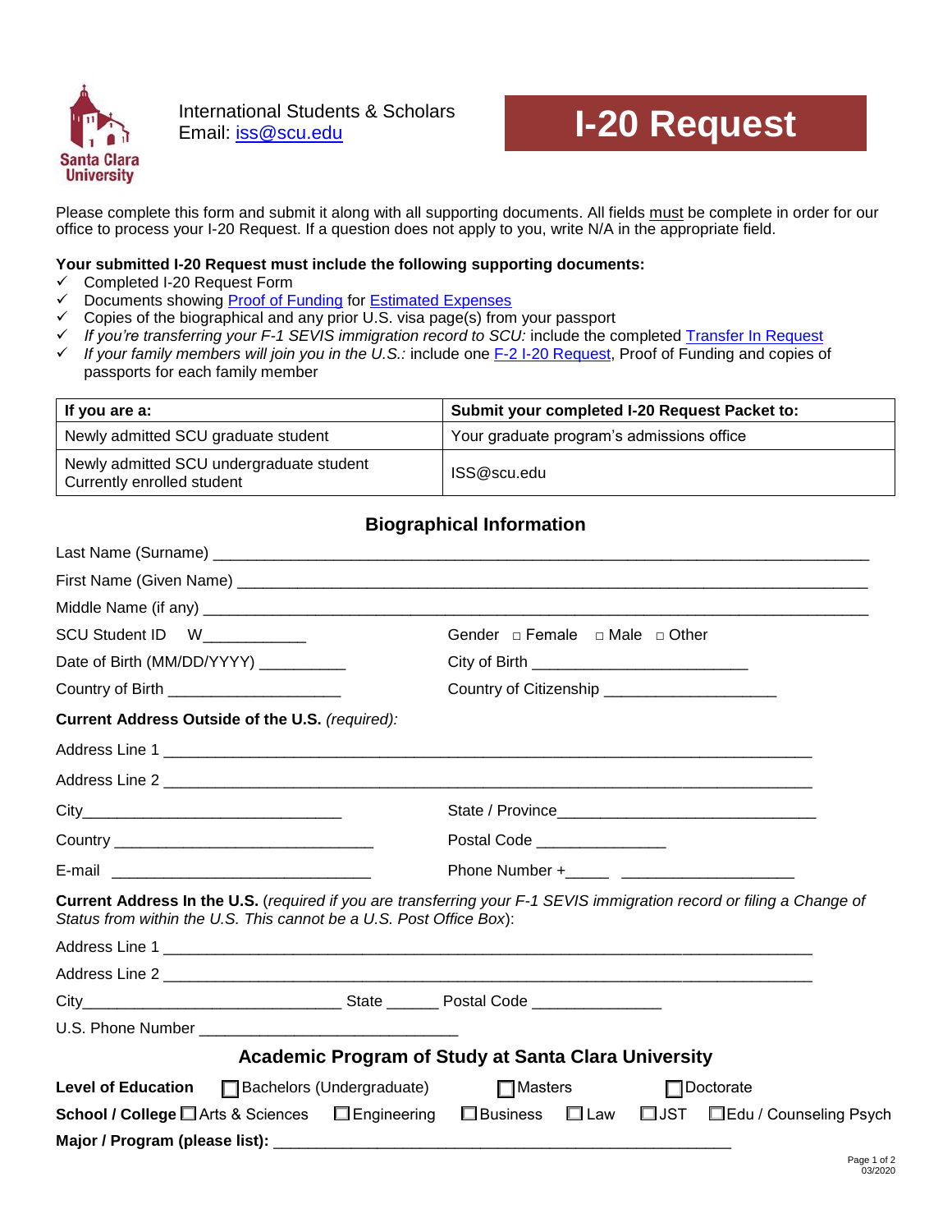International Students & Scholars
Email: iss@scu.edu

# I-20 Request

Please complete this form and submit it along with all supporting documents. All fields must be complete in order for our office to process your I-20 Request. If a question does not apply to you, write N/A in the appropriate field.

**Your submitted I-20 Request must include the following supporting documents:**

- ✓ Completed I-20 Request Form
- ✓ Documents showing Proof of Funding for Estimated Expenses
- ✓ Copies of the biographical and any prior U.S. visa page(s) from your passport
- ✓ *If you're transferring your F-1 SEVIS immigration record to SCU:* include the completed Transfer In Request
- ✓ *If your family members will join you in the U.S.:* include one F-2 I-20 Request, Proof of Funding and copies of passports for each family member

| If you are a: | Submit your completed I-20 Request Packet to: |
|---|---|
| Newly admitted SCU graduate student | Your graduate program's admissions office |
| Newly admitted SCU undergraduate student<br>Currently enrolled student | ISS@scu.edu |

## Biographical Information

Last Name (Surname) ______________________________________________

First Name (Given Name) ______________________________________________

Middle Name (if any) ______________________________________________

SCU Student ID W____________ Gender □ Female □ Male □ Other

Date of Birth (MM/DD/YYYY) __________ City of Birth ________________________

Country of Birth ____________________ Country of Citizenship ____________________

**Current Address Outside of the U.S.** *(required):*

Address Line 1 ______________________________________________

Address Line 2 ______________________________________________

City______________________________ State / Province______________________________

Country ______________________________ Postal Code _______________

E-mail ______________________________ Phone Number +_____ ____________________

**Current Address In the U.S.** (*required if you are transferring your F-1 SEVIS immigration record or filing a Change of Status from within the U.S. This cannot be a U.S. Post Office Box*):

Address Line 1 ______________________________________________

Address Line 2 ______________________________________________

City______________________________ State ______ Postal Code _______________

U.S. Phone Number ______________________________

## Academic Program of Study at Santa Clara University

**Level of Education** ☐ Bachelors (Undergraduate) ☐ Masters ☐ Doctorate

**School / College** ☐ Arts & Sciences ☐ Engineering ☐ Business ☐ Law ☐ JST ☐ Edu / Counseling Psych

**Major / Program (please list):** ______________________________________________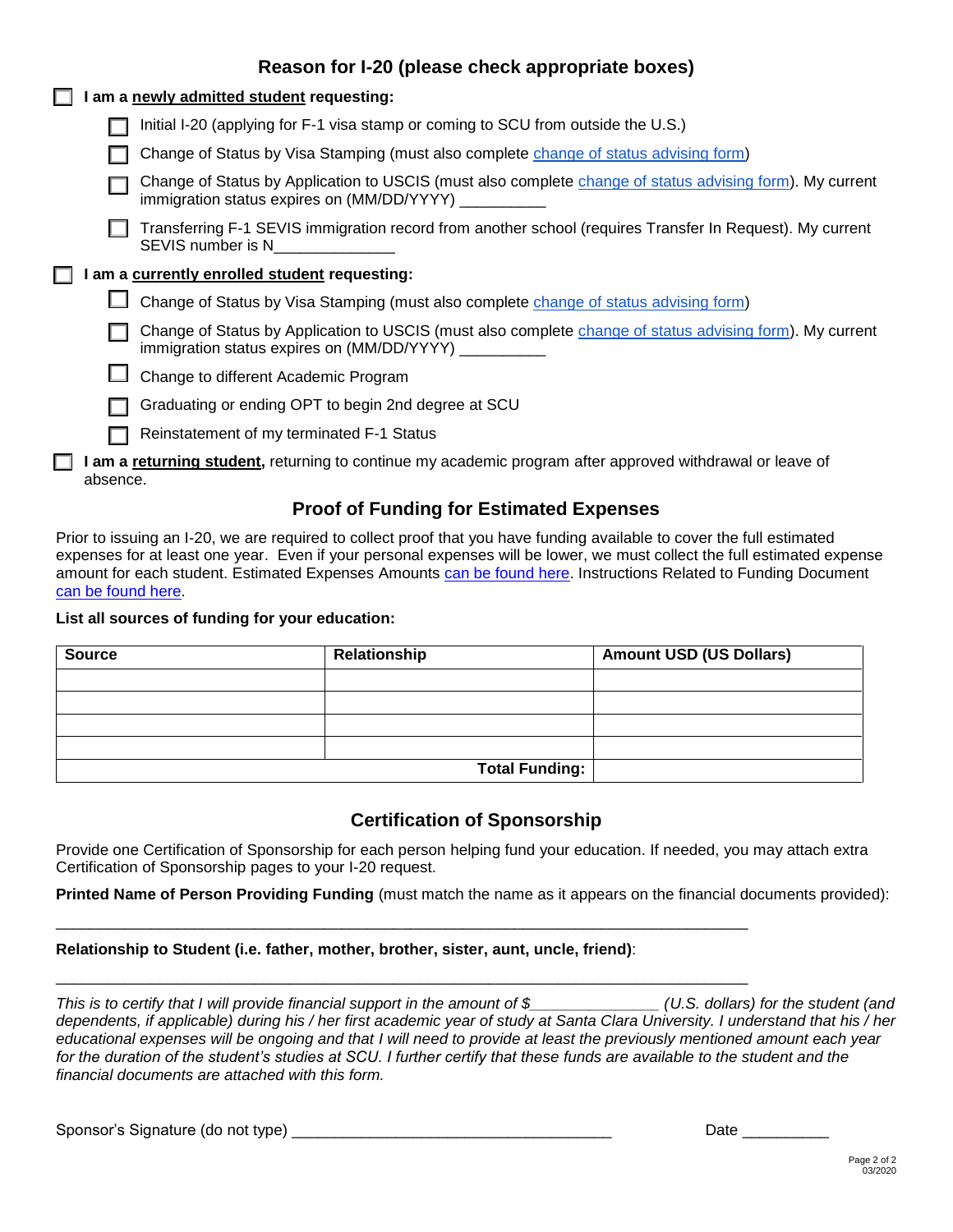## Reason for I-20 (please check appropriate boxes)

- ☐ **I am a newly admitted student requesting:**
  - ☐ Initial I-20 (applying for F-1 visa stamp or coming to SCU from outside the U.S.)
  - ☐ Change of Status by Visa Stamping (must also complete change of status advising form)
  - ☐ Change of Status by Application to USCIS (must also complete change of status advising form). My current immigration status expires on (MM/DD/YYYY) __________
  - ☐ Transferring F-1 SEVIS immigration record from another school (requires Transfer In Request). My current SEVIS number is N______________
- ☐ **I am a currently enrolled student requesting:**
  - ☐ Change of Status by Visa Stamping (must also complete change of status advising form)
  - ☐ Change of Status by Application to USCIS (must also complete change of status advising form). My current immigration status expires on (MM/DD/YYYY) __________
  - ☐ Change to different Academic Program
  - ☐ Graduating or ending OPT to begin 2nd degree at SCU
  - ☐ Reinstatement of my terminated F-1 Status
- ☐ **I am a returning student,** returning to continue my academic program after approved withdrawal or leave of absence.

## Proof of Funding for Estimated Expenses

Prior to issuing an I-20, we are required to collect proof that you have funding available to cover the full estimated expenses for at least one year. Even if your personal expenses will be lower, we must collect the full estimated expense amount for each student. Estimated Expenses Amounts can be found here. Instructions Related to Funding Document can be found here.

**List all sources of funding for your education:**

| Source | Relationship | Amount USD (US Dollars) |
|---|---|---|
| | | |
| | | |
| | | |
| | | |
| | **Total Funding:** | |

## Certification of Sponsorship

Provide one Certification of Sponsorship for each person helping fund your education. If needed, you may attach extra Certification of Sponsorship pages to your I-20 request.

**Printed Name of Person Providing Funding** (must match the name as it appears on the financial documents provided):

_______________________________________________________________________________

**Relationship to Student (i.e. father, mother, brother, sister, aunt, uncle, friend)**:

_______________________________________________________________________________

*This is to certify that I will provide financial support in the amount of $______________ (U.S. dollars) for the student (and dependents, if applicable) during his / her first academic year of study at Santa Clara University. I understand that his / her educational expenses will be ongoing and that I will need to provide at least the previously mentioned amount each year for the duration of the student's studies at SCU. I further certify that these funds are available to the student and the financial documents are attached with this form.*

Sponsor's Signature (do not type) ____________________________________ Date __________

03/2020